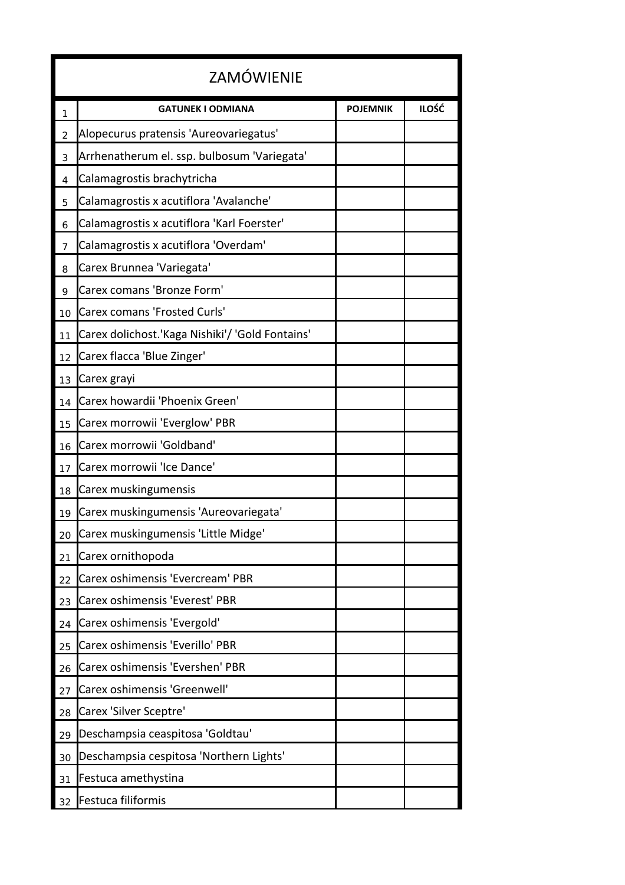# ZAMÓWIENIE

| 1 | GATUNEK I ODMIANA | POJEMNIK | ILOŚĆ |
|---|---|---|---|
| 2 | Alopecurus pratensis 'Aureovariegatus' | | |
| 3 | Arrhenatherum el. ssp. bulbosum 'Variegata' | | |
| 4 | Calamagrostis brachytricha | | |
| 5 | Calamagrostis x acutiflora 'Avalanche' | | |
| 6 | Calamagrostis x acutiflora 'Karl Foerster' | | |
| 7 | Calamagrostis x acutiflora 'Overdam' | | |
| 8 | Carex Brunnea 'Variegata' | | |
| 9 | Carex comans 'Bronze Form' | | |
| 10 | Carex comans 'Frosted Curls' | | |
| 11 | Carex dolichost.'Kaga Nishiki'/ 'Gold Fontains' | | |
| 12 | Carex flacca 'Blue Zinger' | | |
| 13 | Carex grayi | | |
| 14 | Carex howardii 'Phoenix Green' | | |
| 15 | Carex morrowii 'Everglow' PBR | | |
| 16 | Carex morrowii 'Goldband' | | |
| 17 | Carex morrowii 'Ice Dance' | | |
| 18 | Carex muskingumensis | | |
| 19 | Carex muskingumensis 'Aureovariegata' | | |
| 20 | Carex muskingumensis 'Little Midge' | | |
| 21 | Carex ornithopoda | | |
| 22 | Carex oshimensis 'Evercream' PBR | | |
| 23 | Carex oshimensis 'Everest' PBR | | |
| 24 | Carex oshimensis 'Evergold' | | |
| 25 | Carex oshimensis 'Everillo' PBR | | |
| 26 | Carex oshimensis 'Evershen' PBR | | |
| 27 | Carex oshimensis 'Greenwell' | | |
| 28 | Carex 'Silver Sceptre' | | |
| 29 | Deschampsia ceaspitosa 'Goldtau' | | |
| 30 | Deschampsia cespitosa 'Northern Lights' | | |
| 31 | Festuca amethystina | | |
| 32 | Festuca filiformis | | |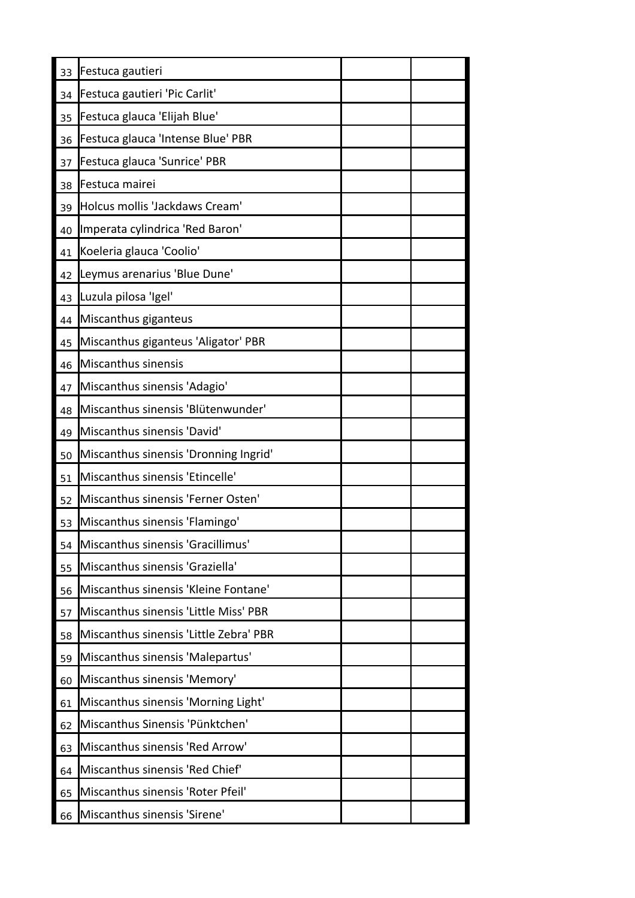| | | | |
|---|---|---|---|
| 33 | Festuca gautieri | | |
| 34 | Festuca gautieri 'Pic Carlit' | | |
| 35 | Festuca glauca 'Elijah Blue' | | |
| 36 | Festuca glauca 'Intense Blue' PBR | | |
| 37 | Festuca glauca 'Sunrice' PBR | | |
| 38 | Festuca mairei | | |
| 39 | Holcus mollis 'Jackdaws Cream' | | |
| 40 | Imperata cylindrica 'Red Baron' | | |
| 41 | Koeleria glauca 'Coolio' | | |
| 42 | Leymus arenarius 'Blue Dune' | | |
| 43 | Luzula pilosa 'Igel' | | |
| 44 | Miscanthus giganteus | | |
| 45 | Miscanthus giganteus 'Aligator' PBR | | |
| 46 | Miscanthus sinensis | | |
| 47 | Miscanthus sinensis 'Adagio' | | |
| 48 | Miscanthus sinensis 'Blütenwunder' | | |
| 49 | Miscanthus sinensis 'David' | | |
| 50 | Miscanthus sinensis 'Dronning Ingrid' | | |
| 51 | Miscanthus sinensis 'Etincelle' | | |
| 52 | Miscanthus sinensis 'Ferner Osten' | | |
| 53 | Miscanthus sinensis 'Flamingo' | | |
| 54 | Miscanthus sinensis 'Gracillimus' | | |
| 55 | Miscanthus sinensis 'Graziella' | | |
| 56 | Miscanthus sinensis 'Kleine Fontane' | | |
| 57 | Miscanthus sinensis 'Little Miss' PBR | | |
| 58 | Miscanthus sinensis 'Little Zebra' PBR | | |
| 59 | Miscanthus sinensis 'Malepartus' | | |
| 60 | Miscanthus sinensis 'Memory' | | |
| 61 | Miscanthus sinensis 'Morning Light' | | |
| 62 | Miscanthus Sinensis 'Pünktchen' | | |
| 63 | Miscanthus sinensis 'Red Arrow' | | |
| 64 | Miscanthus sinensis 'Red Chief' | | |
| 65 | Miscanthus sinensis 'Roter Pfeil' | | |
| 66 | Miscanthus sinensis 'Sirene' | | |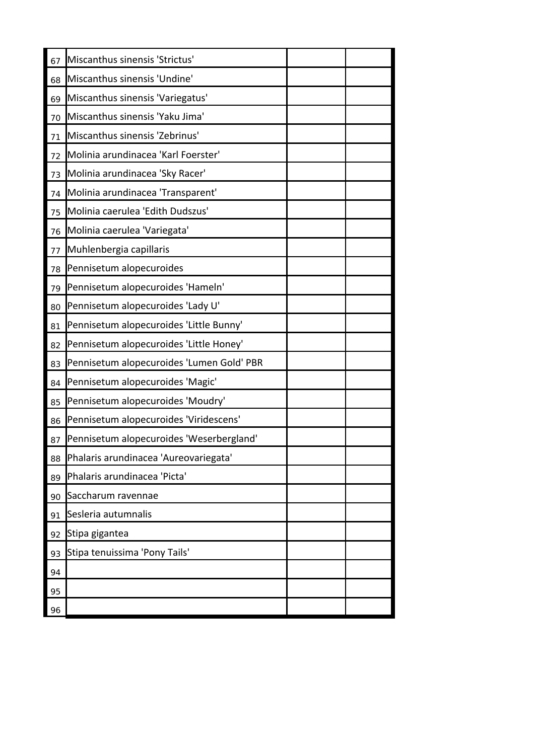| | | | |
|---|---|---|---|
| 67 | Miscanthus sinensis 'Strictus' | | |
| 68 | Miscanthus sinensis 'Undine' | | |
| 69 | Miscanthus sinensis 'Variegatus' | | |
| 70 | Miscanthus sinensis 'Yaku Jima' | | |
| 71 | Miscanthus sinensis 'Zebrinus' | | |
| 72 | Molinia arundinacea 'Karl Foerster' | | |
| 73 | Molinia arundinacea 'Sky Racer' | | |
| 74 | Molinia arundinacea 'Transparent' | | |
| 75 | Molinia caerulea 'Edith Dudszus' | | |
| 76 | Molinia caerulea 'Variegata' | | |
| 77 | Muhlenbergia capillaris | | |
| 78 | Pennisetum alopecuroides | | |
| 79 | Pennisetum alopecuroides 'Hameln' | | |
| 80 | Pennisetum alopecuroides 'Lady U' | | |
| 81 | Pennisetum alopecuroides 'Little Bunny' | | |
| 82 | Pennisetum alopecuroides 'Little Honey' | | |
| 83 | Pennisetum alopecuroides 'Lumen Gold' PBR | | |
| 84 | Pennisetum alopecuroides 'Magic' | | |
| 85 | Pennisetum alopecuroides 'Moudry' | | |
| 86 | Pennisetum alopecuroides 'Viridescens' | | |
| 87 | Pennisetum alopecuroides 'Weserbergland' | | |
| 88 | Phalaris arundinacea 'Aureovariegata' | | |
| 89 | Phalaris arundinacea 'Picta' | | |
| 90 | Saccharum ravennae | | |
| 91 | Sesleria autumnalis | | |
| 92 | Stipa gigantea | | |
| 93 | Stipa tenuissima 'Pony Tails' | | |
| 94 | | | |
| 95 | | | |
| 96 | | | |